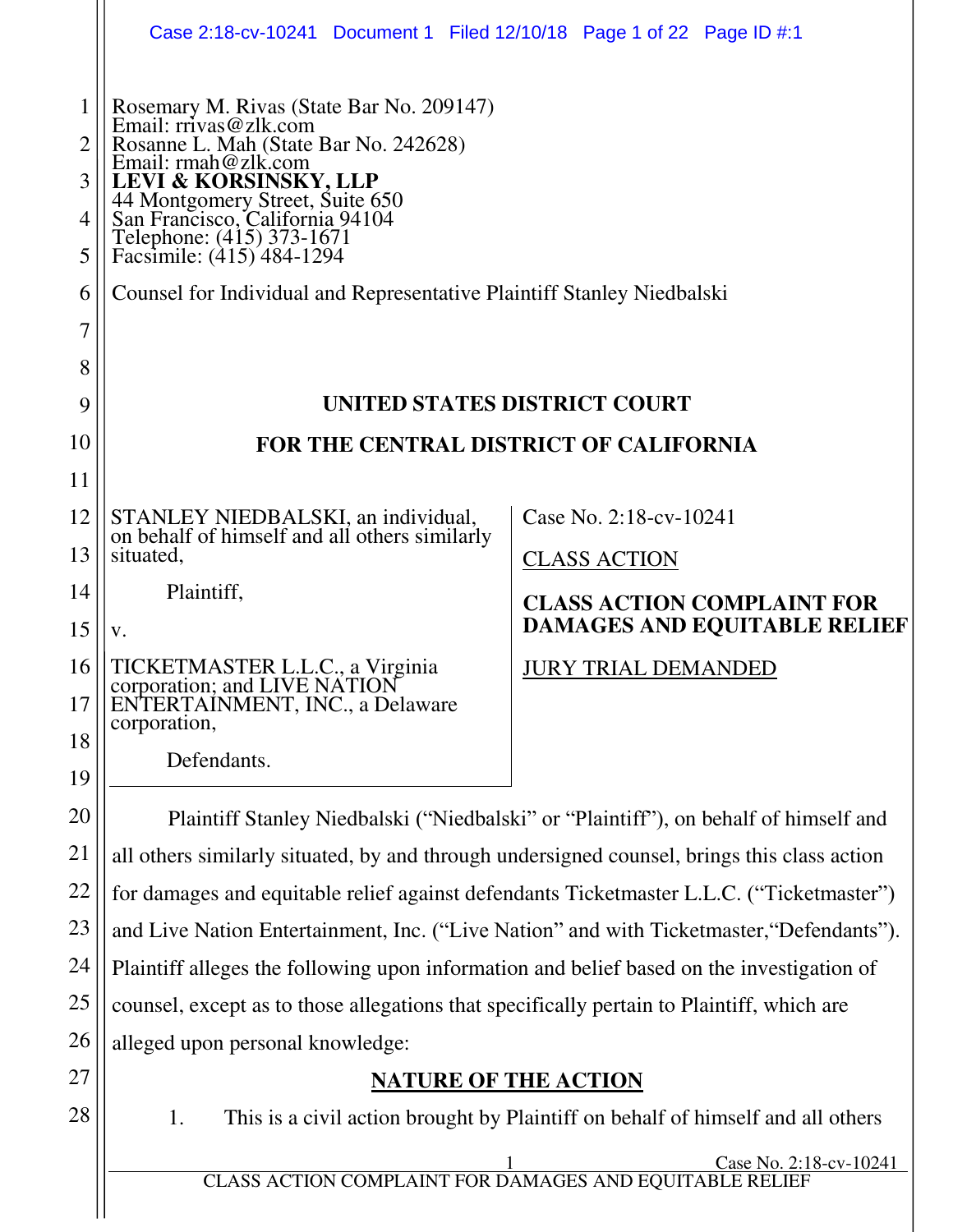Rosemary M. Rivas (State Bar No. 209147)
Email: rrivas@zlk.com
Rosanne L. Mah (State Bar No. 242628)
Email: rmah@zlk.com
**LEVI & KORSINSKY, LLP**
44 Montgomery Street, Suite 650
San Francisco, California 94104
Telephone: (415) 373-1671
Facsimile: (415) 484-1294

Counsel for Individual and Representative Plaintiff Stanley Niedbalski

**UNITED STATES DISTRICT COURT**

**FOR THE CENTRAL DISTRICT OF CALIFORNIA**

| | |
|---|---|
| STANLEY NIEDBALSKI, an individual, on behalf of himself and all others similarly situated,<br><br>Plaintiff,<br><br>v.<br><br>TICKETMASTER L.L.C., a Virginia corporation; and LIVE NATION ENTERTAINMENT, INC., a Delaware corporation,<br><br>Defendants. | Case No. 2:18-cv-10241<br><br>CLASS ACTION<br><br>**CLASS ACTION COMPLAINT FOR DAMAGES AND EQUITABLE RELIEF**<br><br>JURY TRIAL DEMANDED |

Plaintiff Stanley Niedbalski ("Niedbalski" or "Plaintiff"), on behalf of himself and all others similarly situated, by and through undersigned counsel, brings this class action for damages and equitable relief against defendants Ticketmaster L.L.C. ("Ticketmaster") and Live Nation Entertainment, Inc. ("Live Nation" and with Ticketmaster,"Defendants"). Plaintiff alleges the following upon information and belief based on the investigation of counsel, except as to those allegations that specifically pertain to Plaintiff, which are alleged upon personal knowledge:

## NATURE OF THE ACTION

1. This is a civil action brought by Plaintiff on behalf of himself and all others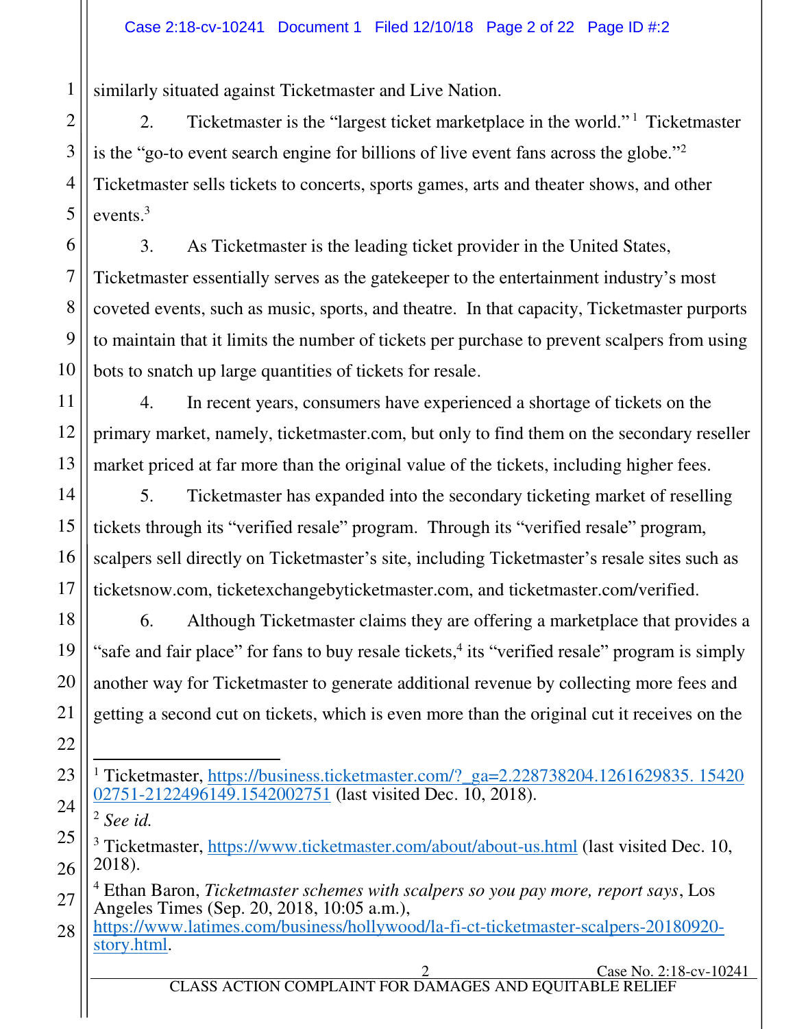similarly situated against Ticketmaster and Live Nation.

2. Ticketmaster is the "largest ticket marketplace in the world."[1] Ticketmaster is the "go-to event search engine for billions of live event fans across the globe."[2] Ticketmaster sells tickets to concerts, sports games, arts and theater shows, and other events.[3]

3. As Ticketmaster is the leading ticket provider in the United States, Ticketmaster essentially serves as the gatekeeper to the entertainment industry's most coveted events, such as music, sports, and theatre. In that capacity, Ticketmaster purports to maintain that it limits the number of tickets per purchase to prevent scalpers from using bots to snatch up large quantities of tickets for resale.

4. In recent years, consumers have experienced a shortage of tickets on the primary market, namely, ticketmaster.com, but only to find them on the secondary reseller market priced at far more than the original value of the tickets, including higher fees.

5. Ticketmaster has expanded into the secondary ticketing market of reselling tickets through its "verified resale" program. Through its "verified resale" program, scalpers sell directly on Ticketmaster's site, including Ticketmaster's resale sites such as ticketsnow.com, ticketexchangebyticketmaster.com, and ticketmaster.com/verified.

6. Although Ticketmaster claims they are offering a marketplace that provides a "safe and fair place" for fans to buy resale tickets,[4] its "verified resale" program is simply another way for Ticketmaster to generate additional revenue by collecting more fees and getting a second cut on tickets, which is even more than the original cut it receives on the

---

[1] Ticketmaster, https://business.ticketmaster.com/?_ga=2.228738204.1261629835. 1542002751-2122496149.1542002751 (last visited Dec. 10, 2018).

[2] *See id.*

[3] Ticketmaster, https://www.ticketmaster.com/about/about-us.html (last visited Dec. 10, 2018).

[4] Ethan Baron, *Ticketmaster schemes with scalpers so you pay more, report says*, Los Angeles Times (Sep. 20, 2018, 10:05 a.m.), https://www.latimes.com/business/hollywood/la-fi-ct-ticketmaster-scalpers-20180920-story.html.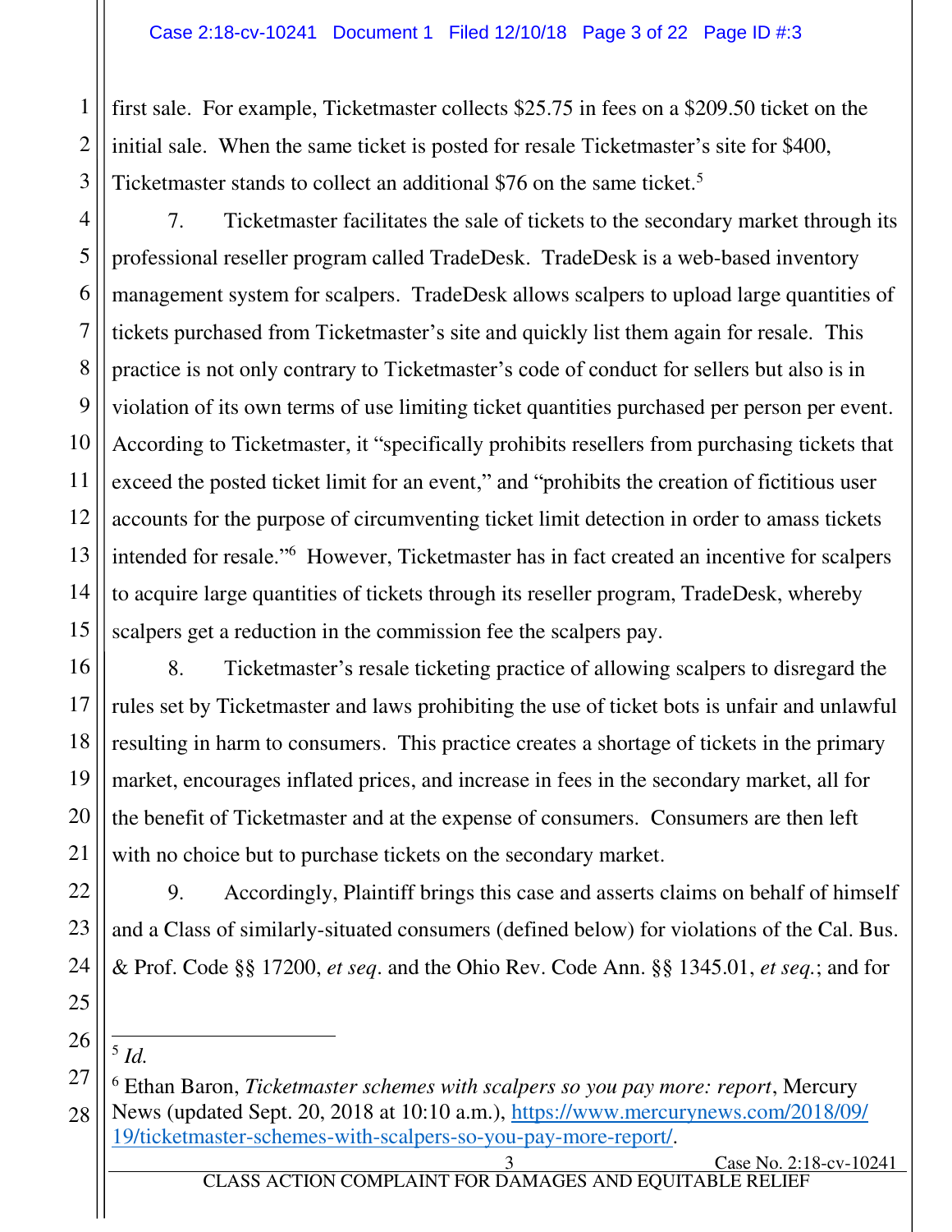first sale. For example, Ticketmaster collects $25.75 in fees on a $209.50 ticket on the initial sale. When the same ticket is posted for resale Ticketmaster's site for $400, Ticketmaster stands to collect an additional $76 on the same ticket.[5]

7. Ticketmaster facilitates the sale of tickets to the secondary market through its professional reseller program called TradeDesk. TradeDesk is a web-based inventory management system for scalpers. TradeDesk allows scalpers to upload large quantities of tickets purchased from Ticketmaster's site and quickly list them again for resale. This practice is not only contrary to Ticketmaster's code of conduct for sellers but also is in violation of its own terms of use limiting ticket quantities purchased per person per event. According to Ticketmaster, it "specifically prohibits resellers from purchasing tickets that exceed the posted ticket limit for an event," and "prohibits the creation of fictitious user accounts for the purpose of circumventing ticket limit detection in order to amass tickets intended for resale."[6] However, Ticketmaster has in fact created an incentive for scalpers to acquire large quantities of tickets through its reseller program, TradeDesk, whereby scalpers get a reduction in the commission fee the scalpers pay.

8. Ticketmaster's resale ticketing practice of allowing scalpers to disregard the rules set by Ticketmaster and laws prohibiting the use of ticket bots is unfair and unlawful resulting in harm to consumers. This practice creates a shortage of tickets in the primary market, encourages inflated prices, and increase in fees in the secondary market, all for the benefit of Ticketmaster and at the expense of consumers. Consumers are then left with no choice but to purchase tickets on the secondary market.

9. Accordingly, Plaintiff brings this case and asserts claims on behalf of himself and a Class of similarly-situated consumers (defined below) for violations of the Cal. Bus. & Prof. Code §§ 17200, *et seq*. and the Ohio Rev. Code Ann. §§ 1345.01, *et seq.*; and for

---

[5] *Id.*

[6] Ethan Baron, *Ticketmaster schemes with scalpers so you pay more: report*, Mercury News (updated Sept. 20, 2018 at 10:10 a.m.), https://www.mercurynews.com/2018/09/19/ticketmaster-schemes-with-scalpers-so-you-pay-more-report/.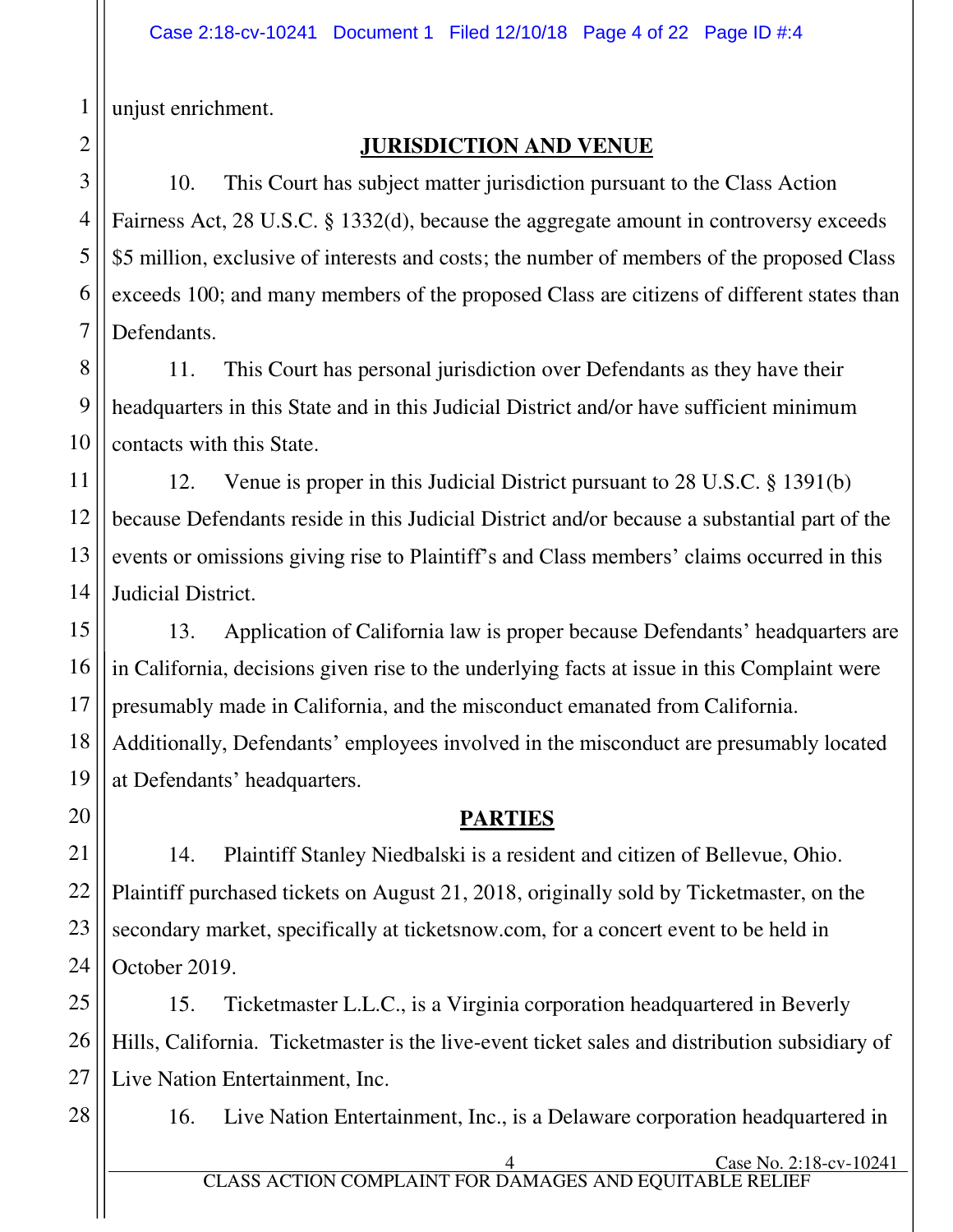unjust enrichment.

## JURISDICTION AND VENUE

10. This Court has subject matter jurisdiction pursuant to the Class Action Fairness Act, 28 U.S.C. § 1332(d), because the aggregate amount in controversy exceeds $5 million, exclusive of interests and costs; the number of members of the proposed Class exceeds 100; and many members of the proposed Class are citizens of different states than Defendants.

11. This Court has personal jurisdiction over Defendants as they have their headquarters in this State and in this Judicial District and/or have sufficient minimum contacts with this State.

12. Venue is proper in this Judicial District pursuant to 28 U.S.C. § 1391(b) because Defendants reside in this Judicial District and/or because a substantial part of the events or omissions giving rise to Plaintiff's and Class members' claims occurred in this Judicial District.

13. Application of California law is proper because Defendants' headquarters are in California, decisions given rise to the underlying facts at issue in this Complaint were presumably made in California, and the misconduct emanated from California. Additionally, Defendants' employees involved in the misconduct are presumably located at Defendants' headquarters.

## PARTIES

14. Plaintiff Stanley Niedbalski is a resident and citizen of Bellevue, Ohio. Plaintiff purchased tickets on August 21, 2018, originally sold by Ticketmaster, on the secondary market, specifically at ticketsnow.com, for a concert event to be held in October 2019.

15. Ticketmaster L.L.C., is a Virginia corporation headquartered in Beverly Hills, California. Ticketmaster is the live-event ticket sales and distribution subsidiary of Live Nation Entertainment, Inc.

16. Live Nation Entertainment, Inc., is a Delaware corporation headquartered in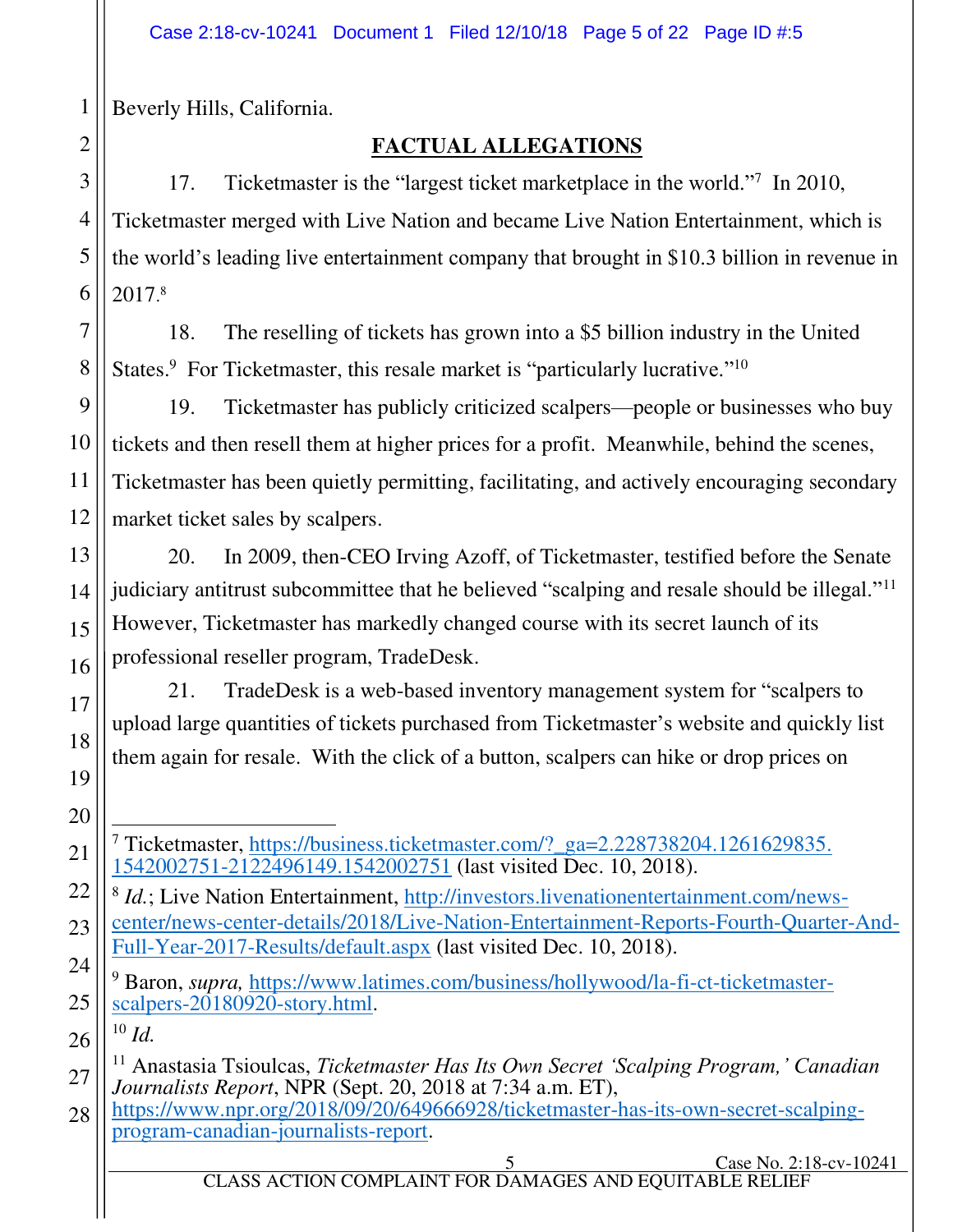Beverly Hills, California.

## FACTUAL ALLEGATIONS

17. Ticketmaster is the "largest ticket marketplace in the world."[7] In 2010, Ticketmaster merged with Live Nation and became Live Nation Entertainment, which is the world's leading live entertainment company that brought in $10.3 billion in revenue in 2017.[8]

18. The reselling of tickets has grown into a $5 billion industry in the United States.[9] For Ticketmaster, this resale market is "particularly lucrative."[10]

19. Ticketmaster has publicly criticized scalpers—people or businesses who buy tickets and then resell them at higher prices for a profit. Meanwhile, behind the scenes, Ticketmaster has been quietly permitting, facilitating, and actively encouraging secondary market ticket sales by scalpers.

20. In 2009, then-CEO Irving Azoff, of Ticketmaster, testified before the Senate judiciary antitrust subcommittee that he believed "scalping and resale should be illegal."[11] However, Ticketmaster has markedly changed course with its secret launch of its professional reseller program, TradeDesk.

21. TradeDesk is a web-based inventory management system for "scalpers to upload large quantities of tickets purchased from Ticketmaster's website and quickly list them again for resale. With the click of a button, scalpers can hike or drop prices on

---

[7] Ticketmaster, https://business.ticketmaster.com/?_ga=2.228738204.1261629835.1542002751-2122496149.1542002751 (last visited Dec. 10, 2018).

[8] *Id.*; Live Nation Entertainment, http://investors.livenationentertainment.com/news-center/news-center-details/2018/Live-Nation-Entertainment-Reports-Fourth-Quarter-And-Full-Year-2017-Results/default.aspx (last visited Dec. 10, 2018).

[9] Baron, *supra*, https://www.latimes.com/business/hollywood/la-fi-ct-ticketmaster-scalpers-20180920-story.html.

[10] *Id.*

[11] Anastasia Tsioulcas, *Ticketmaster Has Its Own Secret 'Scalping Program,' Canadian Journalists Report*, NPR (Sept. 20, 2018 at 7:34 a.m. ET), https://www.npr.org/2018/09/20/649666928/ticketmaster-has-its-own-secret-scalping-program-canadian-journalists-report.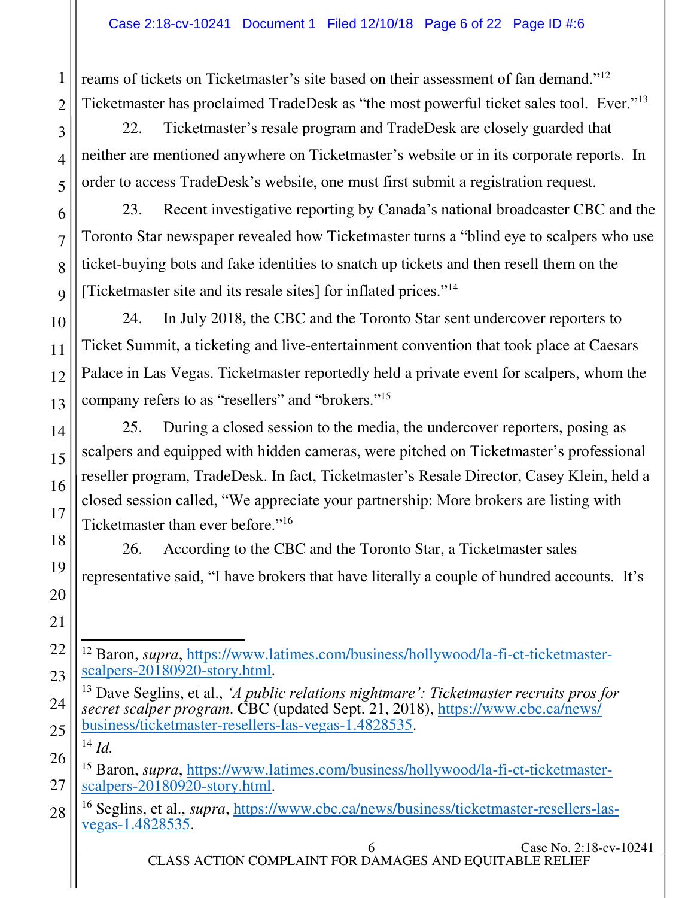reams of tickets on Ticketmaster's site based on their assessment of fan demand."[12] Ticketmaster has proclaimed TradeDesk as "the most powerful ticket sales tool. Ever."[13]

22. Ticketmaster's resale program and TradeDesk are closely guarded that neither are mentioned anywhere on Ticketmaster's website or in its corporate reports. In order to access TradeDesk's website, one must first submit a registration request.

23. Recent investigative reporting by Canada's national broadcaster CBC and the Toronto Star newspaper revealed how Ticketmaster turns a "blind eye to scalpers who use ticket-buying bots and fake identities to snatch up tickets and then resell them on the [Ticketmaster site and its resale sites] for inflated prices."[14]

24. In July 2018, the CBC and the Toronto Star sent undercover reporters to Ticket Summit, a ticketing and live-entertainment convention that took place at Caesars Palace in Las Vegas. Ticketmaster reportedly held a private event for scalpers, whom the company refers to as "resellers" and "brokers."[15]

25. During a closed session to the media, the undercover reporters, posing as scalpers and equipped with hidden cameras, were pitched on Ticketmaster's professional reseller program, TradeDesk. In fact, Ticketmaster's Resale Director, Casey Klein, held a closed session called, "We appreciate your partnership: More brokers are listing with Ticketmaster than ever before."[16]

26. According to the CBC and the Toronto Star, a Ticketmaster sales representative said, "I have brokers that have literally a couple of hundred accounts. It's

---

[12] Baron, *supra*, https://www.latimes.com/business/hollywood/la-fi-ct-ticketmaster-scalpers-20180920-story.html.

[13] Dave Seglins, et al., *'A public relations nightmare': Ticketmaster recruits pros for secret scalper program*. CBC (updated Sept. 21, 2018), https://www.cbc.ca/news/business/ticketmaster-resellers-las-vegas-1.4828535.

[14] *Id.*

[15] Baron, *supra*, https://www.latimes.com/business/hollywood/la-fi-ct-ticketmaster-scalpers-20180920-story.html.

[16] Seglins, et al., *supra*, https://www.cbc.ca/news/business/ticketmaster-resellers-las-vegas-1.4828535.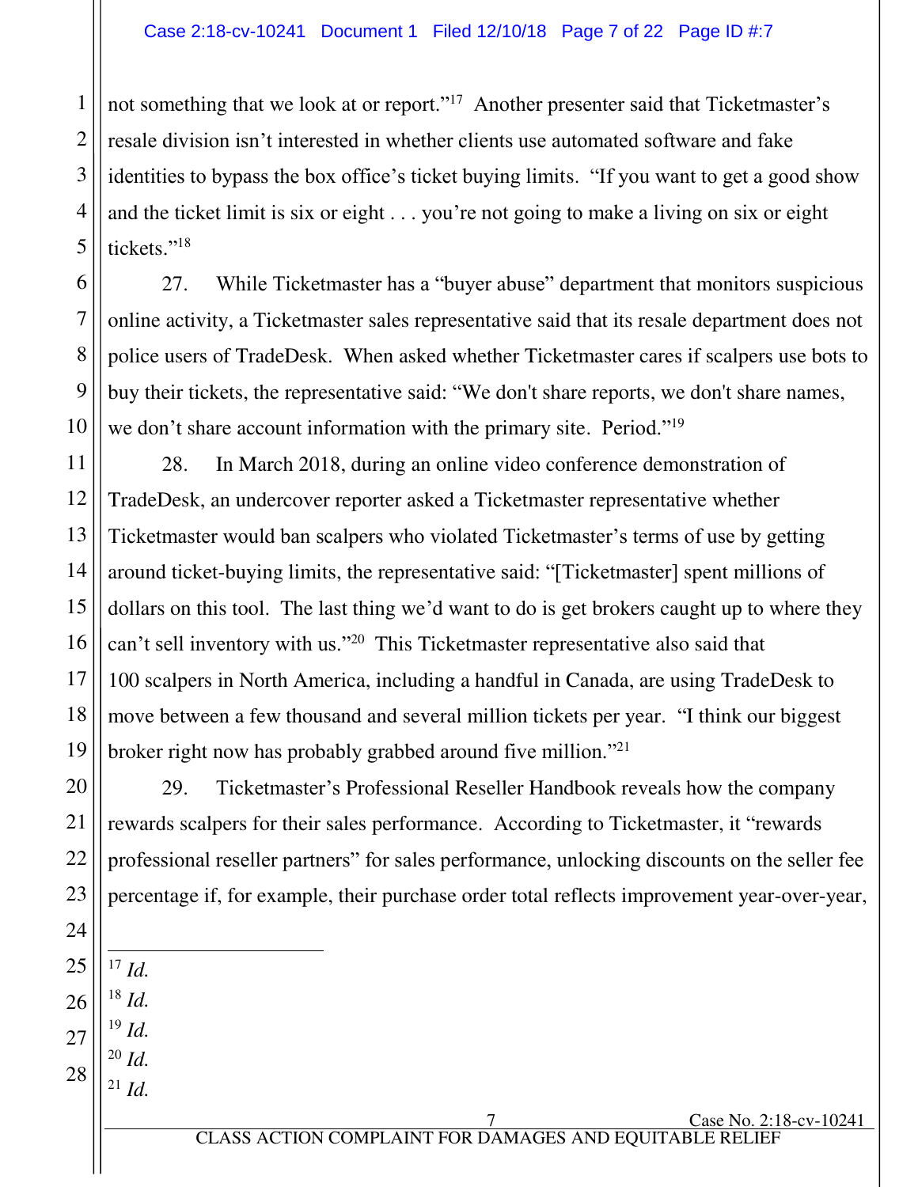not something that we look at or report."[17] Another presenter said that Ticketmaster's resale division isn't interested in whether clients use automated software and fake identities to bypass the box office's ticket buying limits. "If you want to get a good show and the ticket limit is six or eight . . . you're not going to make a living on six or eight tickets."[18]

27. While Ticketmaster has a "buyer abuse" department that monitors suspicious online activity, a Ticketmaster sales representative said that its resale department does not police users of TradeDesk. When asked whether Ticketmaster cares if scalpers use bots to buy their tickets, the representative said: "We don't share reports, we don't share names, we don't share account information with the primary site. Period."[19]

28. In March 2018, during an online video conference demonstration of TradeDesk, an undercover reporter asked a Ticketmaster representative whether Ticketmaster would ban scalpers who violated Ticketmaster's terms of use by getting around ticket-buying limits, the representative said: "[Ticketmaster] spent millions of dollars on this tool. The last thing we'd want to do is get brokers caught up to where they can't sell inventory with us."[20] This Ticketmaster representative also said that 100 scalpers in North America, including a handful in Canada, are using TradeDesk to move between a few thousand and several million tickets per year. "I think our biggest broker right now has probably grabbed around five million."[21]

29. Ticketmaster's Professional Reseller Handbook reveals how the company rewards scalpers for their sales performance. According to Ticketmaster, it "rewards professional reseller partners" for sales performance, unlocking discounts on the seller fee percentage if, for example, their purchase order total reflects improvement year-over-year,

---

[17] *Id.*

[18] *Id.*

[19] *Id.*

[20] *Id.*

[21] *Id.*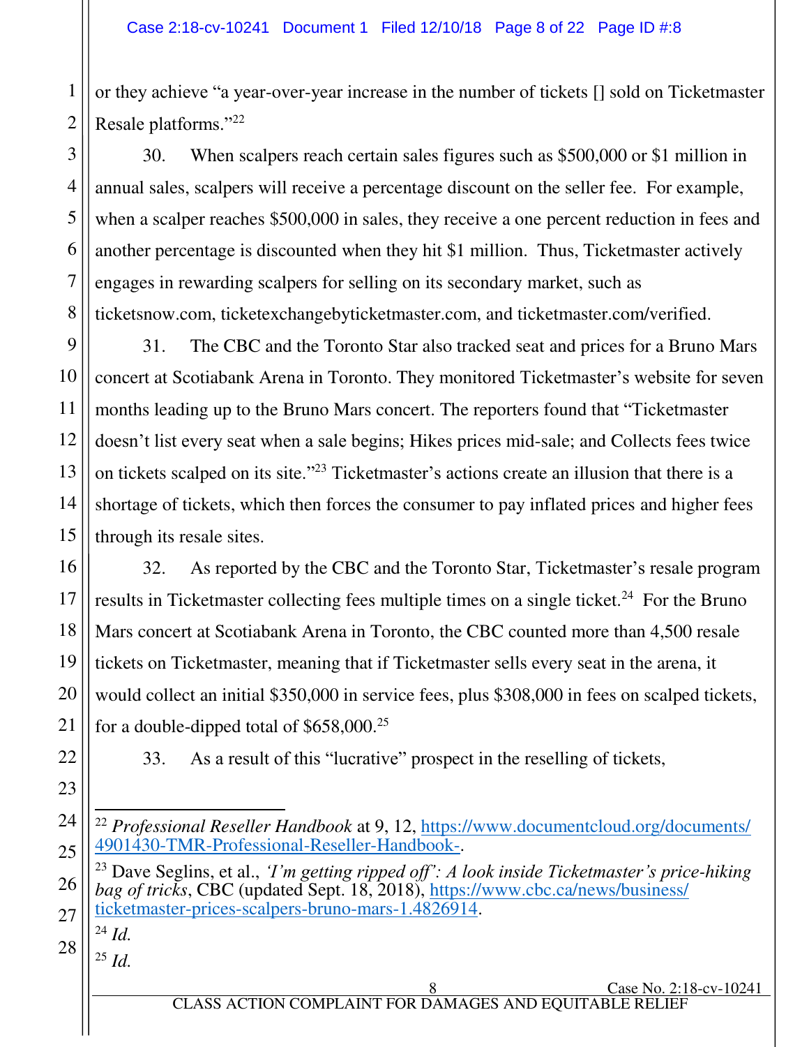or they achieve "a year-over-year increase in the number of tickets [] sold on Ticketmaster Resale platforms."[22]

30. When scalpers reach certain sales figures such as $500,000 or $1 million in annual sales, scalpers will receive a percentage discount on the seller fee. For example, when a scalper reaches $500,000 in sales, they receive a one percent reduction in fees and another percentage is discounted when they hit $1 million. Thus, Ticketmaster actively engages in rewarding scalpers for selling on its secondary market, such as ticketsnow.com, ticketexchangebyticketmaster.com, and ticketmaster.com/verified.

31. The CBC and the Toronto Star also tracked seat and prices for a Bruno Mars concert at Scotiabank Arena in Toronto. They monitored Ticketmaster's website for seven months leading up to the Bruno Mars concert. The reporters found that "Ticketmaster doesn't list every seat when a sale begins; Hikes prices mid-sale; and Collects fees twice on tickets scalped on its site."[23] Ticketmaster's actions create an illusion that there is a shortage of tickets, which then forces the consumer to pay inflated prices and higher fees through its resale sites.

32. As reported by the CBC and the Toronto Star, Ticketmaster's resale program results in Ticketmaster collecting fees multiple times on a single ticket.[24] For the Bruno Mars concert at Scotiabank Arena in Toronto, the CBC counted more than 4,500 resale tickets on Ticketmaster, meaning that if Ticketmaster sells every seat in the arena, it would collect an initial $350,000 in service fees, plus $308,000 in fees on scalped tickets, for a double-dipped total of $658,000.[25]

33. As a result of this "lucrative" prospect in the reselling of tickets,

---

[22] *Professional Reseller Handbook* at 9, 12, https://www.documentcloud.org/documents/4901430-TMR-Professional-Reseller-Handbook-.

[23] Dave Seglins, et al., *'I'm getting ripped off': A look inside Ticketmaster's price-hiking bag of tricks*, CBC (updated Sept. 18, 2018), https://www.cbc.ca/news/business/ticketmaster-prices-scalpers-bruno-mars-1.4826914.

[24] *Id.*

[25] *Id.*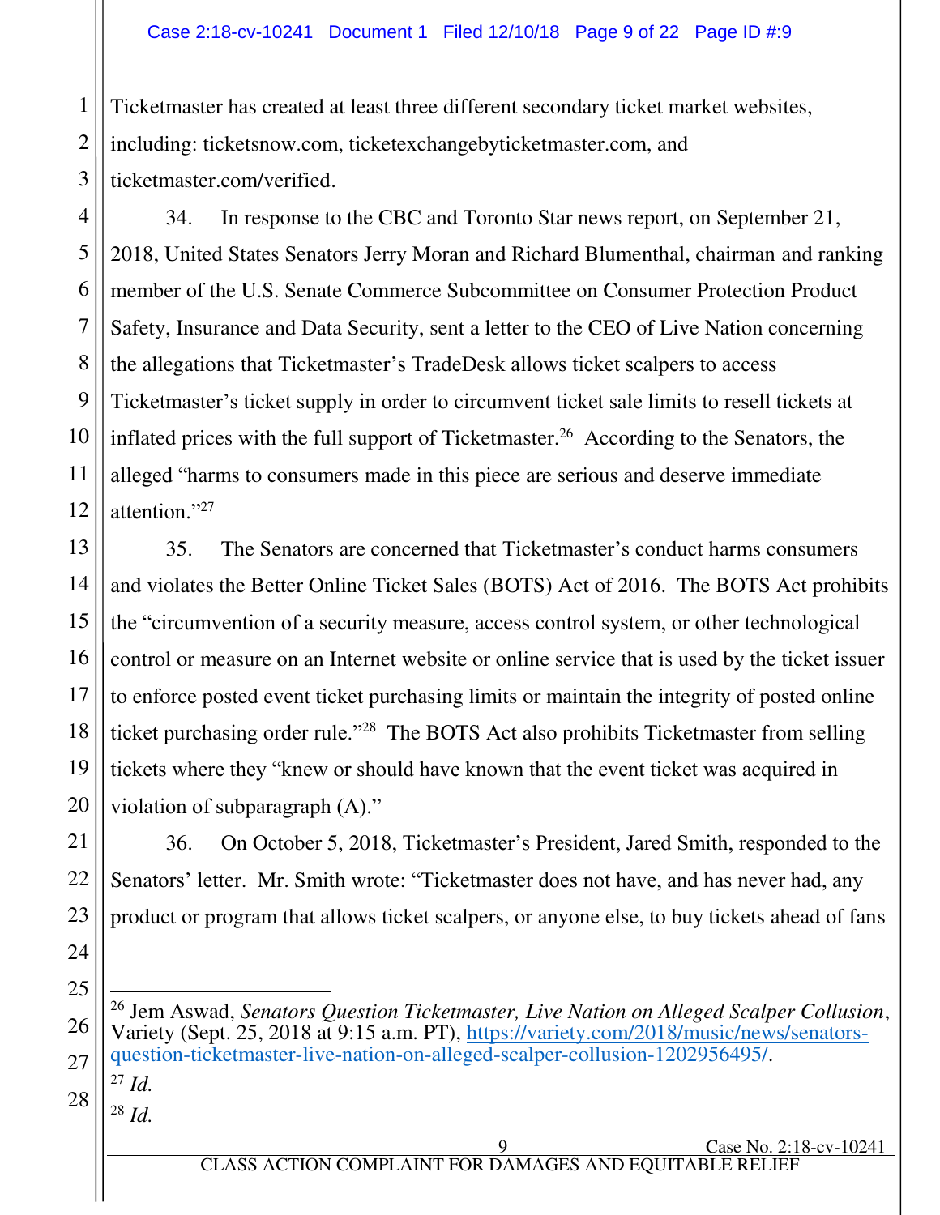Ticketmaster has created at least three different secondary ticket market websites, including: ticketsnow.com, ticketexchangebyticketmaster.com, and ticketmaster.com/verified.

34. In response to the CBC and Toronto Star news report, on September 21, 2018, United States Senators Jerry Moran and Richard Blumenthal, chairman and ranking member of the U.S. Senate Commerce Subcommittee on Consumer Protection Product Safety, Insurance and Data Security, sent a letter to the CEO of Live Nation concerning the allegations that Ticketmaster's TradeDesk allows ticket scalpers to access Ticketmaster's ticket supply in order to circumvent ticket sale limits to resell tickets at inflated prices with the full support of Ticketmaster.[26] According to the Senators, the alleged "harms to consumers made in this piece are serious and deserve immediate attention."[27]

35. The Senators are concerned that Ticketmaster's conduct harms consumers and violates the Better Online Ticket Sales (BOTS) Act of 2016. The BOTS Act prohibits the "circumvention of a security measure, access control system, or other technological control or measure on an Internet website or online service that is used by the ticket issuer to enforce posted event ticket purchasing limits or maintain the integrity of posted online ticket purchasing order rule."[28] The BOTS Act also prohibits Ticketmaster from selling tickets where they "knew or should have known that the event ticket was acquired in violation of subparagraph (A)."

36. On October 5, 2018, Ticketmaster's President, Jared Smith, responded to the Senators' letter. Mr. Smith wrote: "Ticketmaster does not have, and has never had, any product or program that allows ticket scalpers, or anyone else, to buy tickets ahead of fans

---

[26] Jem Aswad, *Senators Question Ticketmaster, Live Nation on Alleged Scalper Collusion*, Variety (Sept. 25, 2018 at 9:15 a.m. PT), https://variety.com/2018/music/news/senators-question-ticketmaster-live-nation-on-alleged-scalper-collusion-1202956495/.

[27] *Id.*

[28] *Id.*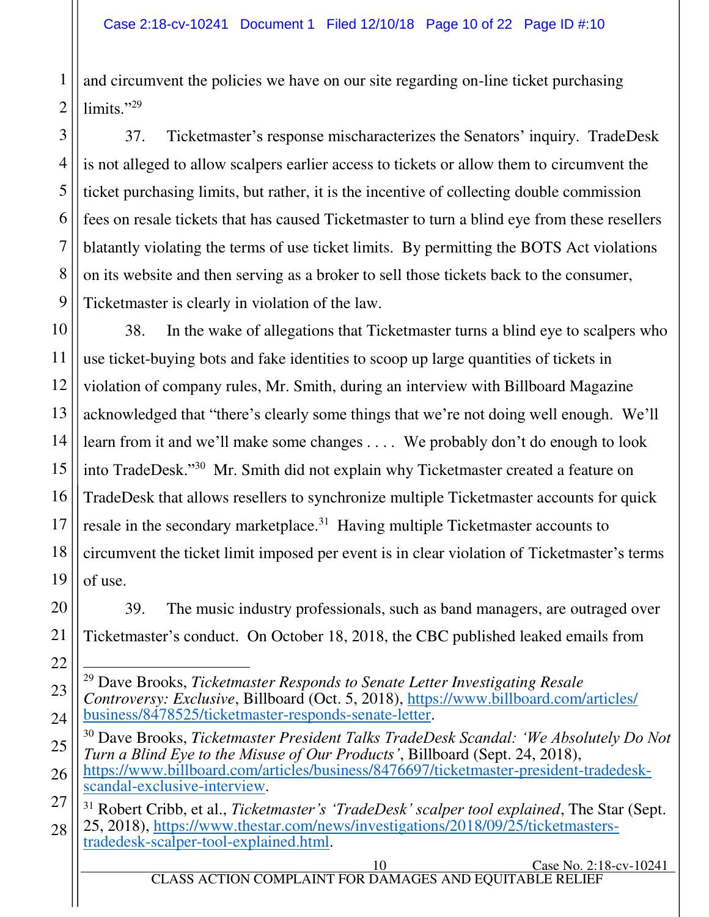and circumvent the policies we have on our site regarding on-line ticket purchasing limits."[29]

37. Ticketmaster's response mischaracterizes the Senators' inquiry. TradeDesk is not alleged to allow scalpers earlier access to tickets or allow them to circumvent the ticket purchasing limits, but rather, it is the incentive of collecting double commission fees on resale tickets that has caused Ticketmaster to turn a blind eye from these resellers blatantly violating the terms of use ticket limits. By permitting the BOTS Act violations on its website and then serving as a broker to sell those tickets back to the consumer, Ticketmaster is clearly in violation of the law.

38. In the wake of allegations that Ticketmaster turns a blind eye to scalpers who use ticket-buying bots and fake identities to scoop up large quantities of tickets in violation of company rules, Mr. Smith, during an interview with Billboard Magazine acknowledged that "there's clearly some things that we're not doing well enough. We'll learn from it and we'll make some changes . . . . We probably don't do enough to look into TradeDesk."[30] Mr. Smith did not explain why Ticketmaster created a feature on TradeDesk that allows resellers to synchronize multiple Ticketmaster accounts for quick resale in the secondary marketplace.[31] Having multiple Ticketmaster accounts to circumvent the ticket limit imposed per event is in clear violation of Ticketmaster's terms of use.

39. The music industry professionals, such as band managers, are outraged over Ticketmaster's conduct. On October 18, 2018, the CBC published leaked emails from

---

[29] Dave Brooks, *Ticketmaster Responds to Senate Letter Investigating Resale Controversy: Exclusive*, Billboard (Oct. 5, 2018), https://www.billboard.com/articles/business/8478525/ticketmaster-responds-senate-letter.

[30] Dave Brooks, *Ticketmaster President Talks TradeDesk Scandal: 'We Absolutely Do Not Turn a Blind Eye to the Misuse of Our Products'*, Billboard (Sept. 24, 2018), https://www.billboard.com/articles/business/8476697/ticketmaster-president-tradedesk-scandal-exclusive-interview.

[31] Robert Cribb, et al., *Ticketmaster's 'TradeDesk' scalper tool explained*, The Star (Sept. 25, 2018), https://www.thestar.com/news/investigations/2018/09/25/ticketmasters-tradedesk-scalper-tool-explained.html.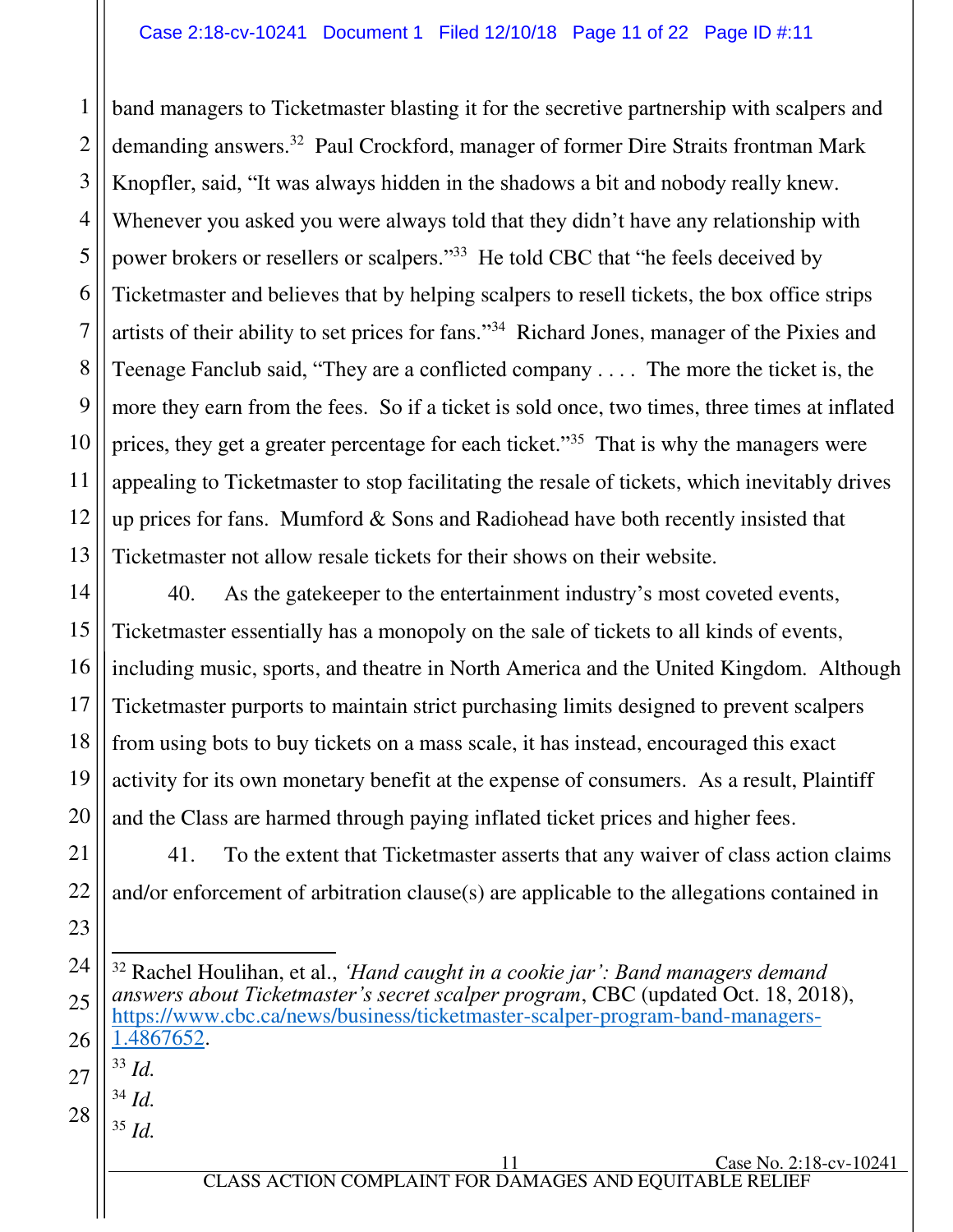band managers to Ticketmaster blasting it for the secretive partnership with scalpers and demanding answers.[32] Paul Crockford, manager of former Dire Straits frontman Mark Knopfler, said, "It was always hidden in the shadows a bit and nobody really knew. Whenever you asked you were always told that they didn't have any relationship with power brokers or resellers or scalpers."[33] He told CBC that "he feels deceived by Ticketmaster and believes that by helping scalpers to resell tickets, the box office strips artists of their ability to set prices for fans."[34] Richard Jones, manager of the Pixies and Teenage Fanclub said, "They are a conflicted company . . . . The more the ticket is, the more they earn from the fees. So if a ticket is sold once, two times, three times at inflated prices, they get a greater percentage for each ticket."[35] That is why the managers were appealing to Ticketmaster to stop facilitating the resale of tickets, which inevitably drives up prices for fans. Mumford & Sons and Radiohead have both recently insisted that Ticketmaster not allow resale tickets for their shows on their website.

40. As the gatekeeper to the entertainment industry's most coveted events, Ticketmaster essentially has a monopoly on the sale of tickets to all kinds of events, including music, sports, and theatre in North America and the United Kingdom. Although Ticketmaster purports to maintain strict purchasing limits designed to prevent scalpers from using bots to buy tickets on a mass scale, it has instead, encouraged this exact activity for its own monetary benefit at the expense of consumers. As a result, Plaintiff and the Class are harmed through paying inflated ticket prices and higher fees.

41. To the extent that Ticketmaster asserts that any waiver of class action claims and/or enforcement of arbitration clause(s) are applicable to the allegations contained in

---

[32] Rachel Houlihan, et al., *'Hand caught in a cookie jar': Band managers demand answers about Ticketmaster's secret scalper program*, CBC (updated Oct. 18, 2018), https://www.cbc.ca/news/business/ticketmaster-scalper-program-band-managers-1.4867652.

[33] *Id.*

[34] *Id.*

[35] *Id.*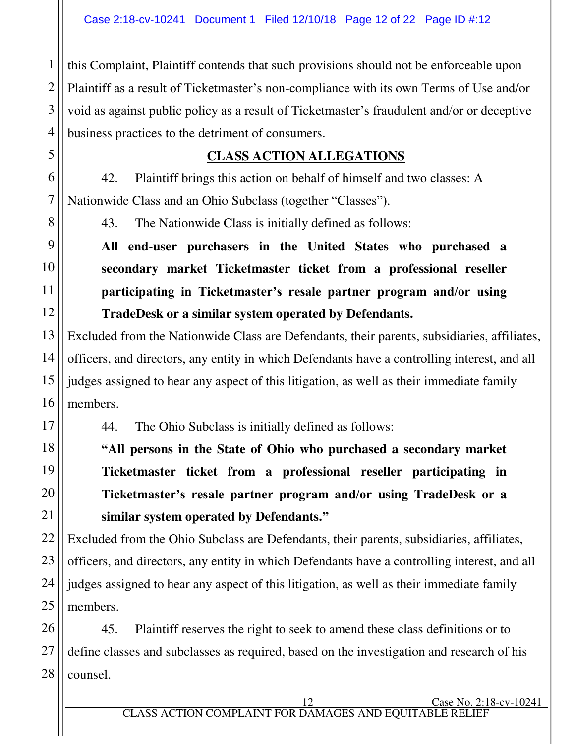this Complaint, Plaintiff contends that such provisions should not be enforceable upon Plaintiff as a result of Ticketmaster's non-compliance with its own Terms of Use and/or void as against public policy as a result of Ticketmaster's fraudulent and/or or deceptive business practices to the detriment of consumers.

## CLASS ACTION ALLEGATIONS

42. Plaintiff brings this action on behalf of himself and two classes: A Nationwide Class and an Ohio Subclass (together "Classes").

43. The Nationwide Class is initially defined as follows:

> **All end-user purchasers in the United States who purchased a secondary market Ticketmaster ticket from a professional reseller participating in Ticketmaster's resale partner program and/or using TradeDesk or a similar system operated by Defendants.**

Excluded from the Nationwide Class are Defendants, their parents, subsidiaries, affiliates, officers, and directors, any entity in which Defendants have a controlling interest, and all judges assigned to hear any aspect of this litigation, as well as their immediate family members.

44. The Ohio Subclass is initially defined as follows:

> **"All persons in the State of Ohio who purchased a secondary market Ticketmaster ticket from a professional reseller participating in Ticketmaster's resale partner program and/or using TradeDesk or a similar system operated by Defendants."**

Excluded from the Ohio Subclass are Defendants, their parents, subsidiaries, affiliates, officers, and directors, any entity in which Defendants have a controlling interest, and all judges assigned to hear any aspect of this litigation, as well as their immediate family members.

45. Plaintiff reserves the right to seek to amend these class definitions or to define classes and subclasses as required, based on the investigation and research of his counsel.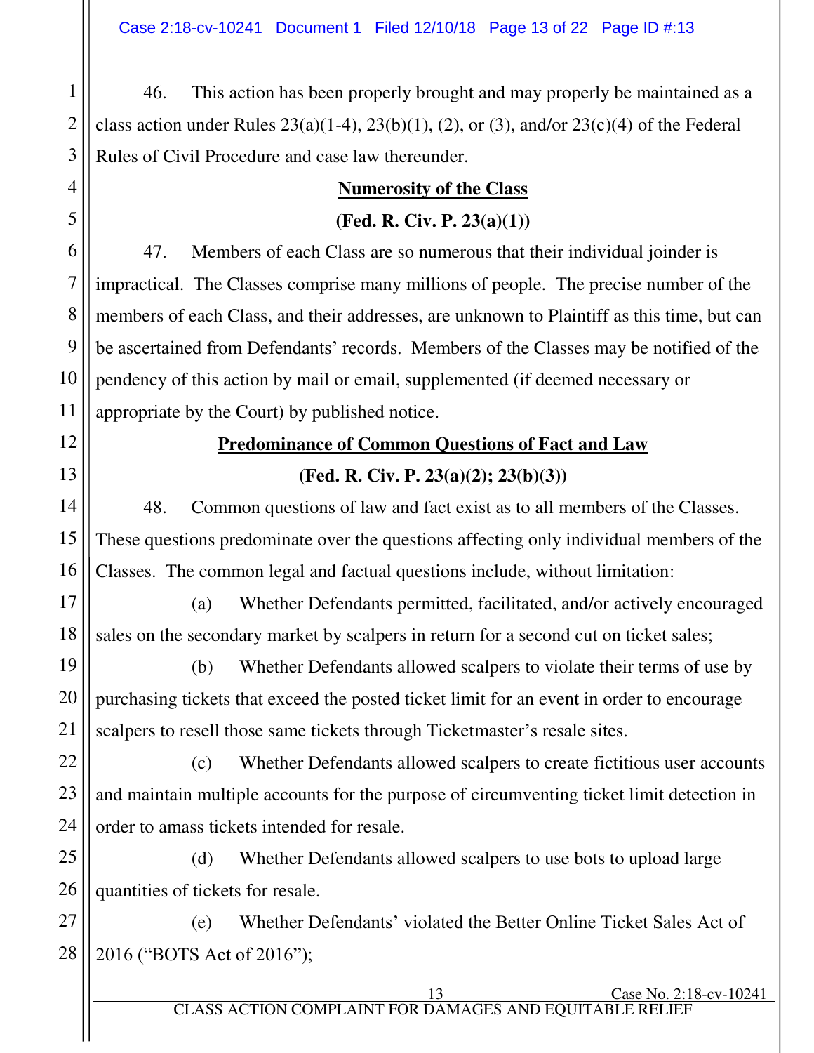46. This action has been properly brought and may properly be maintained as a class action under Rules 23(a)(1-4), 23(b)(1), (2), or (3), and/or 23(c)(4) of the Federal Rules of Civil Procedure and case law thereunder.

**Numerosity of the Class**

**(Fed. R. Civ. P. 23(a)(1))**

47. Members of each Class are so numerous that their individual joinder is impractical. The Classes comprise many millions of people. The precise number of the members of each Class, and their addresses, are unknown to Plaintiff as this time, but can be ascertained from Defendants' records. Members of the Classes may be notified of the pendency of this action by mail or email, supplemented (if deemed necessary or appropriate by the Court) by published notice.

**Predominance of Common Questions of Fact and Law**

**(Fed. R. Civ. P. 23(a)(2); 23(b)(3))**

48. Common questions of law and fact exist as to all members of the Classes. These questions predominate over the questions affecting only individual members of the Classes. The common legal and factual questions include, without limitation:

(a) Whether Defendants permitted, facilitated, and/or actively encouraged sales on the secondary market by scalpers in return for a second cut on ticket sales;

(b) Whether Defendants allowed scalpers to violate their terms of use by purchasing tickets that exceed the posted ticket limit for an event in order to encourage scalpers to resell those same tickets through Ticketmaster's resale sites.

(c) Whether Defendants allowed scalpers to create fictitious user accounts and maintain multiple accounts for the purpose of circumventing ticket limit detection in order to amass tickets intended for resale.

(d) Whether Defendants allowed scalpers to use bots to upload large quantities of tickets for resale.

(e) Whether Defendants' violated the Better Online Ticket Sales Act of 2016 ("BOTS Act of 2016");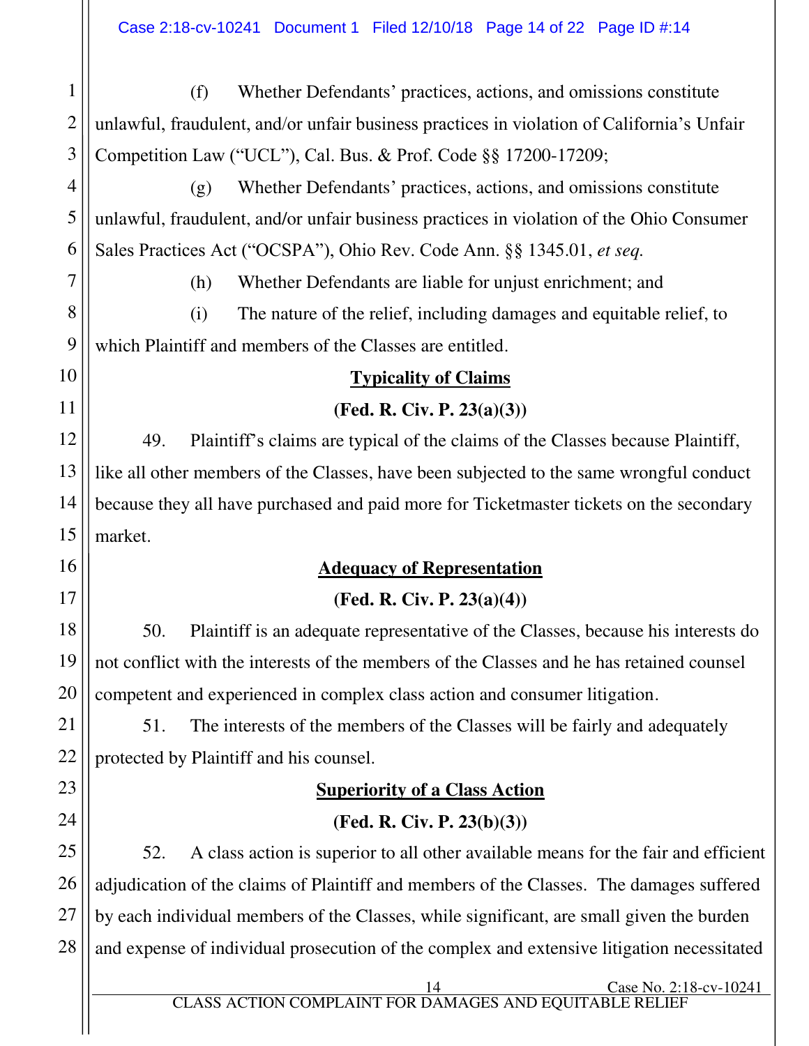(f) Whether Defendants' practices, actions, and omissions constitute unlawful, fraudulent, and/or unfair business practices in violation of California's Unfair Competition Law ("UCL"), Cal. Bus. & Prof. Code §§ 17200-17209;

(g) Whether Defendants' practices, actions, and omissions constitute unlawful, fraudulent, and/or unfair business practices in violation of the Ohio Consumer Sales Practices Act ("OCSPA"), Ohio Rev. Code Ann. §§ 1345.01, *et seq.*

(h) Whether Defendants are liable for unjust enrichment; and

(i) The nature of the relief, including damages and equitable relief, to which Plaintiff and members of the Classes are entitled.

**Typicality of Claims**

**(Fed. R. Civ. P. 23(a)(3))**

49. Plaintiff's claims are typical of the claims of the Classes because Plaintiff, like all other members of the Classes, have been subjected to the same wrongful conduct because they all have purchased and paid more for Ticketmaster tickets on the secondary market.

**Adequacy of Representation**

**(Fed. R. Civ. P. 23(a)(4))**

50. Plaintiff is an adequate representative of the Classes, because his interests do not conflict with the interests of the members of the Classes and he has retained counsel competent and experienced in complex class action and consumer litigation.

51. The interests of the members of the Classes will be fairly and adequately protected by Plaintiff and his counsel.

**Superiority of a Class Action**

**(Fed. R. Civ. P. 23(b)(3))**

52. A class action is superior to all other available means for the fair and efficient adjudication of the claims of Plaintiff and members of the Classes. The damages suffered by each individual members of the Classes, while significant, are small given the burden and expense of individual prosecution of the complex and extensive litigation necessitated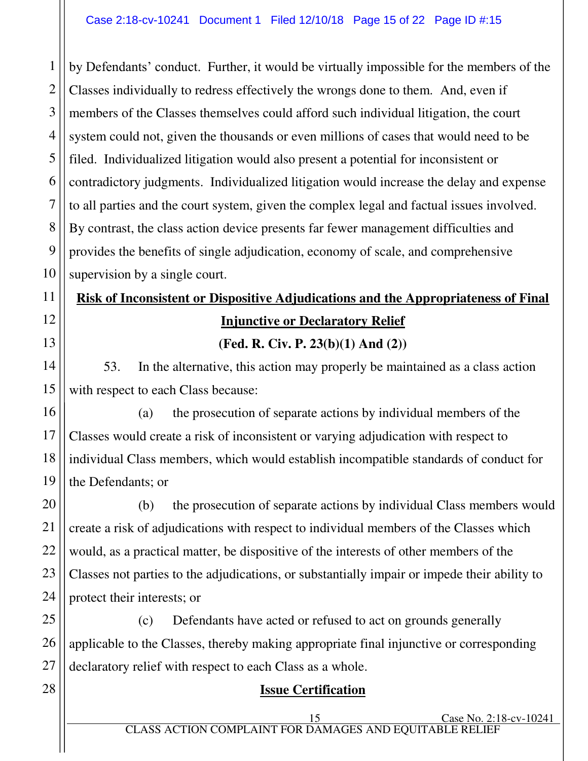by Defendants' conduct. Further, it would be virtually impossible for the members of the Classes individually to redress effectively the wrongs done to them. And, even if members of the Classes themselves could afford such individual litigation, the court system could not, given the thousands or even millions of cases that would need to be filed. Individualized litigation would also present a potential for inconsistent or contradictory judgments. Individualized litigation would increase the delay and expense to all parties and the court system, given the complex legal and factual issues involved. By contrast, the class action device presents far fewer management difficulties and provides the benefits of single adjudication, economy of scale, and comprehensive supervision by a single court.

**Risk of Inconsistent or Dispositive Adjudications and the Appropriateness of Final Injunctive or Declaratory Relief**

**(Fed. R. Civ. P. 23(b)(1) And (2))**

53. In the alternative, this action may properly be maintained as a class action with respect to each Class because:

(a) the prosecution of separate actions by individual members of the Classes would create a risk of inconsistent or varying adjudication with respect to individual Class members, which would establish incompatible standards of conduct for the Defendants; or

(b) the prosecution of separate actions by individual Class members would create a risk of adjudications with respect to individual members of the Classes which would, as a practical matter, be dispositive of the interests of other members of the Classes not parties to the adjudications, or substantially impair or impede their ability to protect their interests; or

(c) Defendants have acted or refused to act on grounds generally applicable to the Classes, thereby making appropriate final injunctive or corresponding declaratory relief with respect to each Class as a whole.

**Issue Certification**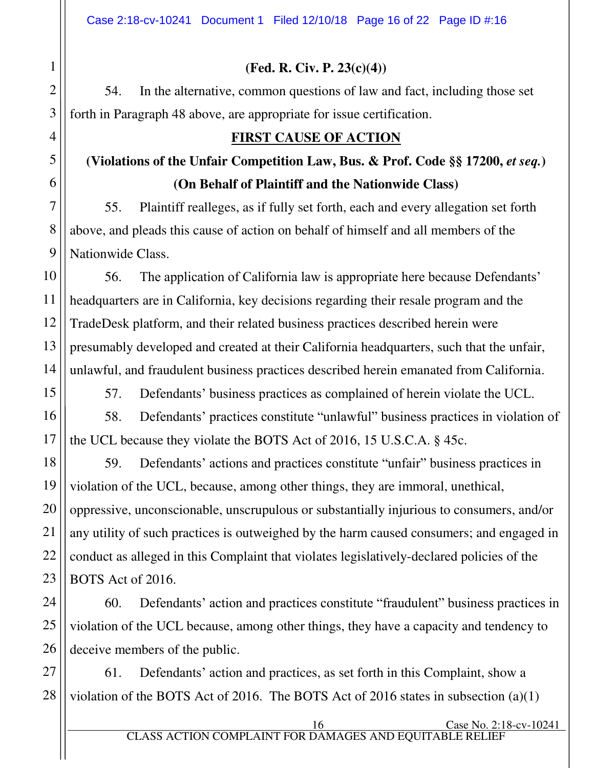**(Fed. R. Civ. P. 23(c)(4))**

54. In the alternative, common questions of law and fact, including those set forth in Paragraph 48 above, are appropriate for issue certification.

## FIRST CAUSE OF ACTION

**(Violations of the Unfair Competition Law, Bus. & Prof. Code §§ 17200, *et seq.*)**

**(On Behalf of Plaintiff and the Nationwide Class)**

55. Plaintiff realleges, as if fully set forth, each and every allegation set forth above, and pleads this cause of action on behalf of himself and all members of the Nationwide Class.

56. The application of California law is appropriate here because Defendants' headquarters are in California, key decisions regarding their resale program and the TradeDesk platform, and their related business practices described herein were presumably developed and created at their California headquarters, such that the unfair, unlawful, and fraudulent business practices described herein emanated from California.

57. Defendants' business practices as complained of herein violate the UCL.

58. Defendants' practices constitute "unlawful" business practices in violation of the UCL because they violate the BOTS Act of 2016, 15 U.S.C.A. § 45c.

59. Defendants' actions and practices constitute "unfair" business practices in violation of the UCL, because, among other things, they are immoral, unethical, oppressive, unconscionable, unscrupulous or substantially injurious to consumers, and/or any utility of such practices is outweighed by the harm caused consumers; and engaged in conduct as alleged in this Complaint that violates legislatively-declared policies of the BOTS Act of 2016.

60. Defendants' action and practices constitute "fraudulent" business practices in violation of the UCL because, among other things, they have a capacity and tendency to deceive members of the public.

61. Defendants' action and practices, as set forth in this Complaint, show a violation of the BOTS Act of 2016. The BOTS Act of 2016 states in subsection (a)(1)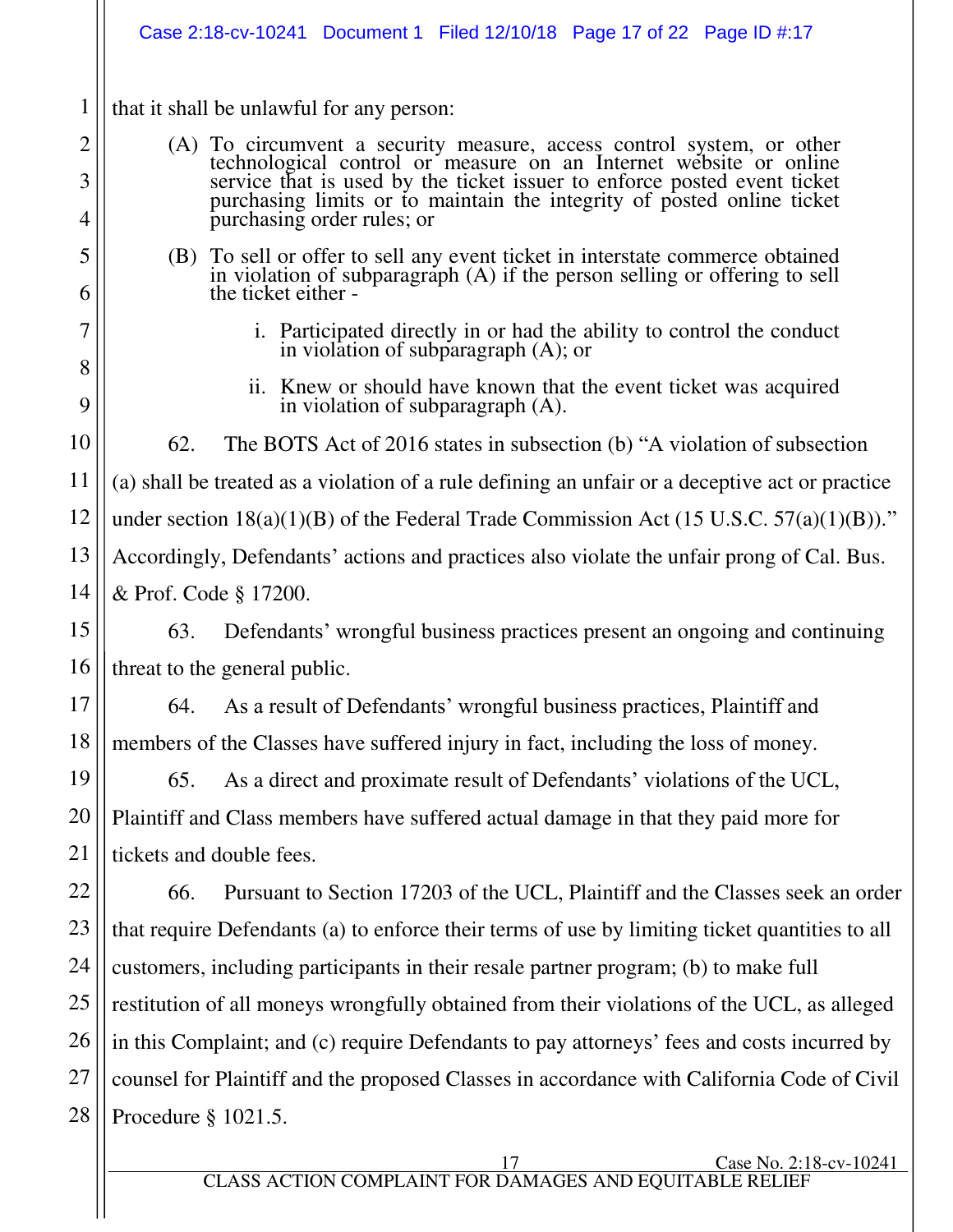that it shall be unlawful for any person:

(A) To circumvent a security measure, access control system, or other technological control or measure on an Internet website or online service that is used by the ticket issuer to enforce posted event ticket purchasing limits or to maintain the integrity of posted online ticket purchasing order rules; or

(B) To sell or offer to sell any event ticket in interstate commerce obtained in violation of subparagraph (A) if the person selling or offering to sell the ticket either -

i. Participated directly in or had the ability to control the conduct in violation of subparagraph (A); or

ii. Knew or should have known that the event ticket was acquired in violation of subparagraph (A).

62. The BOTS Act of 2016 states in subsection (b) "A violation of subsection (a) shall be treated as a violation of a rule defining an unfair or a deceptive act or practice under section 18(a)(1)(B) of the Federal Trade Commission Act (15 U.S.C. 57(a)(1)(B))." Accordingly, Defendants' actions and practices also violate the unfair prong of Cal. Bus. & Prof. Code § 17200.

63. Defendants' wrongful business practices present an ongoing and continuing threat to the general public.

64. As a result of Defendants' wrongful business practices, Plaintiff and members of the Classes have suffered injury in fact, including the loss of money.

65. As a direct and proximate result of Defendants' violations of the UCL, Plaintiff and Class members have suffered actual damage in that they paid more for tickets and double fees.

66. Pursuant to Section 17203 of the UCL, Plaintiff and the Classes seek an order that require Defendants (a) to enforce their terms of use by limiting ticket quantities to all customers, including participants in their resale partner program; (b) to make full restitution of all moneys wrongfully obtained from their violations of the UCL, as alleged in this Complaint; and (c) require Defendants to pay attorneys' fees and costs incurred by counsel for Plaintiff and the proposed Classes in accordance with California Code of Civil Procedure § 1021.5.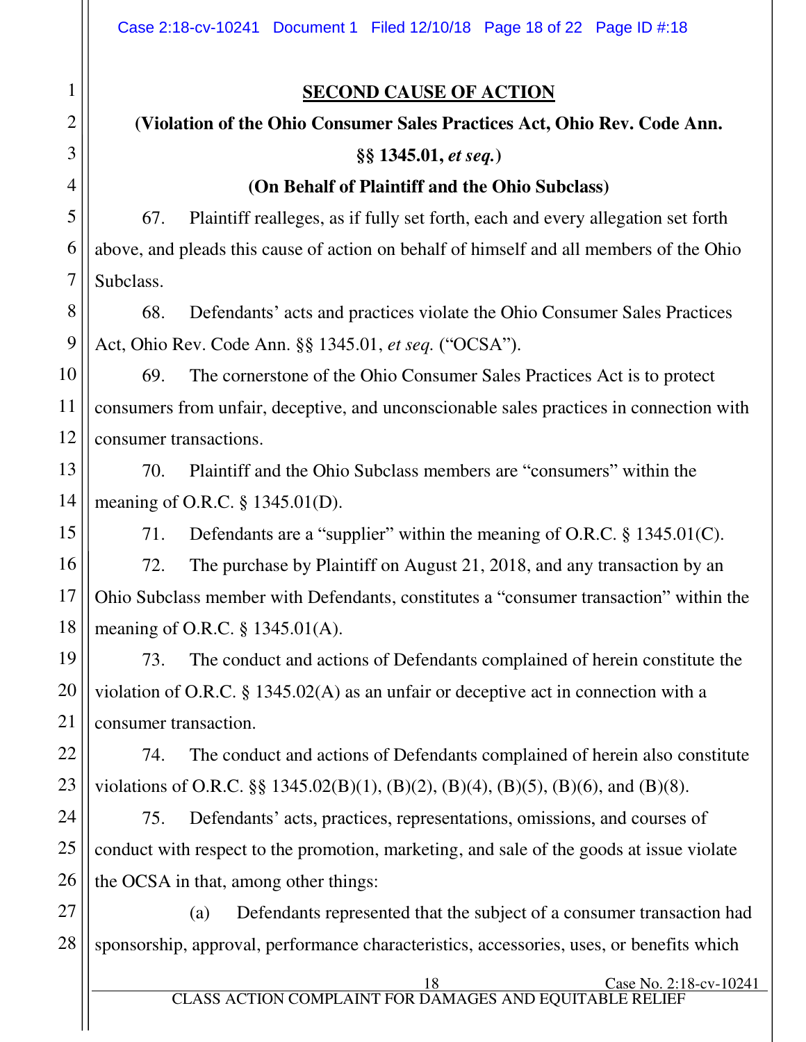## SECOND CAUSE OF ACTION

**(Violation of the Ohio Consumer Sales Practices Act, Ohio Rev. Code Ann. §§ 1345.01, *et seq.*)**

**(On Behalf of Plaintiff and the Ohio Subclass)**

67. Plaintiff realleges, as if fully set forth, each and every allegation set forth above, and pleads this cause of action on behalf of himself and all members of the Ohio Subclass.

68. Defendants' acts and practices violate the Ohio Consumer Sales Practices Act, Ohio Rev. Code Ann. §§ 1345.01, *et seq.* ("OCSA").

69. The cornerstone of the Ohio Consumer Sales Practices Act is to protect consumers from unfair, deceptive, and unconscionable sales practices in connection with consumer transactions.

70. Plaintiff and the Ohio Subclass members are "consumers" within the meaning of O.R.C. § 1345.01(D).

71. Defendants are a "supplier" within the meaning of O.R.C. § 1345.01(C).

72. The purchase by Plaintiff on August 21, 2018, and any transaction by an Ohio Subclass member with Defendants, constitutes a "consumer transaction" within the meaning of O.R.C. § 1345.01(A).

73. The conduct and actions of Defendants complained of herein constitute the violation of O.R.C. § 1345.02(A) as an unfair or deceptive act in connection with a consumer transaction.

74. The conduct and actions of Defendants complained of herein also constitute violations of O.R.C. §§ 1345.02(B)(1), (B)(2), (B)(4), (B)(5), (B)(6), and (B)(8).

75. Defendants' acts, practices, representations, omissions, and courses of conduct with respect to the promotion, marketing, and sale of the goods at issue violate the OCSA in that, among other things:

(a) Defendants represented that the subject of a consumer transaction had sponsorship, approval, performance characteristics, accessories, uses, or benefits which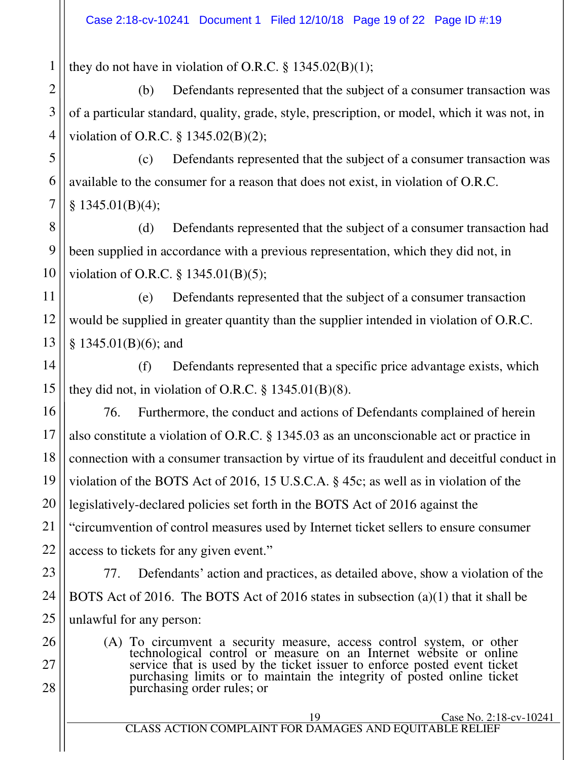they do not have in violation of O.R.C. § 1345.02(B)(1);

(b) Defendants represented that the subject of a consumer transaction was of a particular standard, quality, grade, style, prescription, or model, which it was not, in violation of O.R.C. § 1345.02(B)(2);

(c) Defendants represented that the subject of a consumer transaction was available to the consumer for a reason that does not exist, in violation of O.R.C. § 1345.01(B)(4);

(d) Defendants represented that the subject of a consumer transaction had been supplied in accordance with a previous representation, which they did not, in violation of O.R.C. § 1345.01(B)(5);

(e) Defendants represented that the subject of a consumer transaction would be supplied in greater quantity than the supplier intended in violation of O.R.C. § 1345.01(B)(6); and

(f) Defendants represented that a specific price advantage exists, which they did not, in violation of O.R.C. § 1345.01(B)(8).

76. Furthermore, the conduct and actions of Defendants complained of herein also constitute a violation of O.R.C. § 1345.03 as an unconscionable act or practice in connection with a consumer transaction by virtue of its fraudulent and deceitful conduct in violation of the BOTS Act of 2016, 15 U.S.C.A. § 45c; as well as in violation of the legislatively-declared policies set forth in the BOTS Act of 2016 against the "circumvention of control measures used by Internet ticket sellers to ensure consumer access to tickets for any given event."

77. Defendants' action and practices, as detailed above, show a violation of the BOTS Act of 2016. The BOTS Act of 2016 states in subsection (a)(1) that it shall be unlawful for any person:

> (A) To circumvent a security measure, access control system, or other technological control or measure on an Internet website or online service that is used by the ticket issuer to enforce posted event ticket purchasing limits or to maintain the integrity of posted online ticket purchasing order rules; or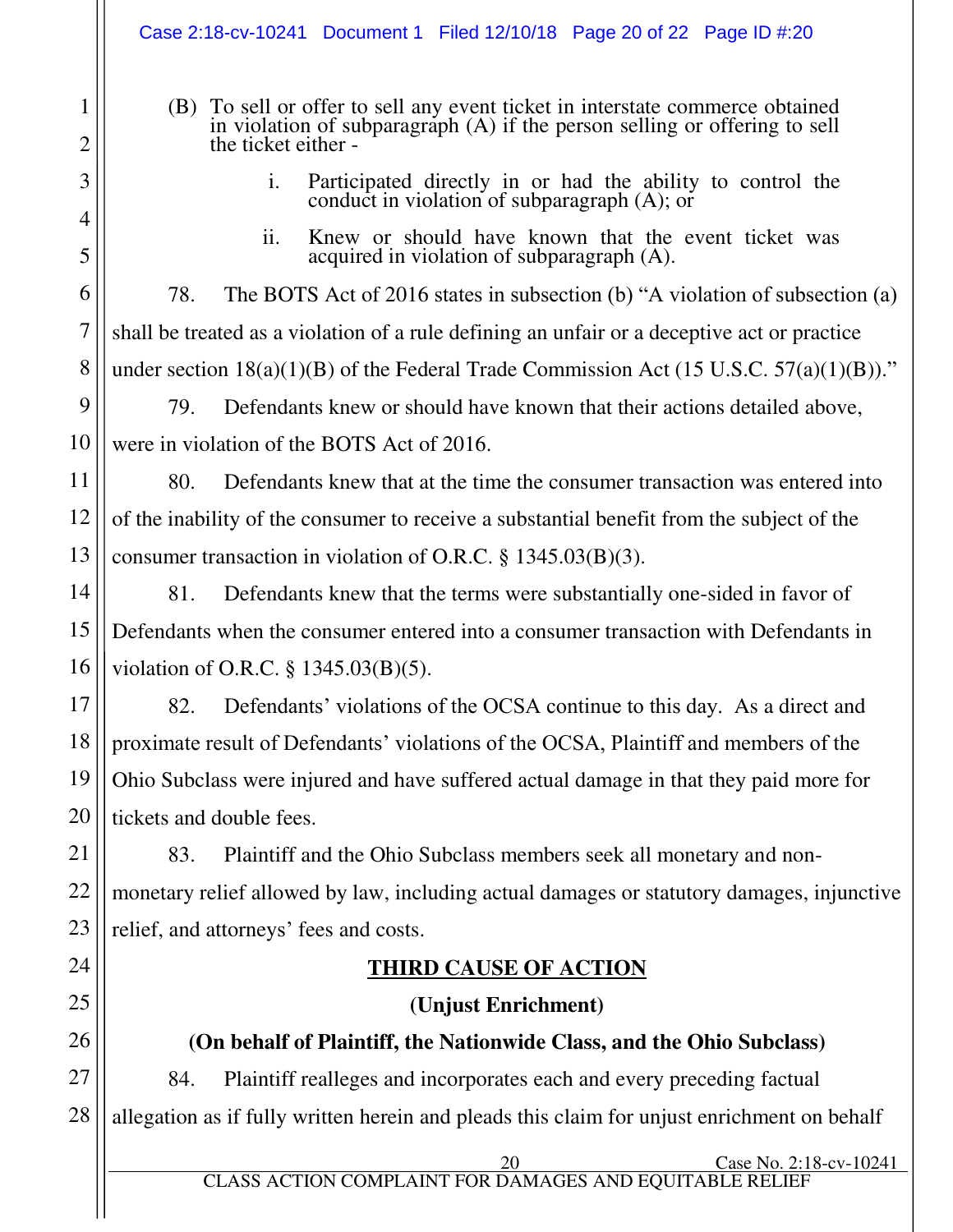(B) To sell or offer to sell any event ticket in interstate commerce obtained in violation of subparagraph (A) if the person selling or offering to sell the ticket either -

i. Participated directly in or had the ability to control the conduct in violation of subparagraph (A); or

ii. Knew or should have known that the event ticket was acquired in violation of subparagraph (A).

78. The BOTS Act of 2016 states in subsection (b) "A violation of subsection (a) shall be treated as a violation of a rule defining an unfair or a deceptive act or practice under section 18(a)(1)(B) of the Federal Trade Commission Act (15 U.S.C. 57(a)(1)(B))."

79. Defendants knew or should have known that their actions detailed above, were in violation of the BOTS Act of 2016.

80. Defendants knew that at the time the consumer transaction was entered into of the inability of the consumer to receive a substantial benefit from the subject of the consumer transaction in violation of O.R.C. § 1345.03(B)(3).

81. Defendants knew that the terms were substantially one-sided in favor of Defendants when the consumer entered into a consumer transaction with Defendants in violation of O.R.C. § 1345.03(B)(5).

82. Defendants' violations of the OCSA continue to this day. As a direct and proximate result of Defendants' violations of the OCSA, Plaintiff and members of the Ohio Subclass were injured and have suffered actual damage in that they paid more for tickets and double fees.

83. Plaintiff and the Ohio Subclass members seek all monetary and non-monetary relief allowed by law, including actual damages or statutory damages, injunctive relief, and attorneys' fees and costs.

## THIRD CAUSE OF ACTION

### (Unjust Enrichment)

### (On behalf of Plaintiff, the Nationwide Class, and the Ohio Subclass)

84. Plaintiff realleges and incorporates each and every preceding factual allegation as if fully written herein and pleads this claim for unjust enrichment on behalf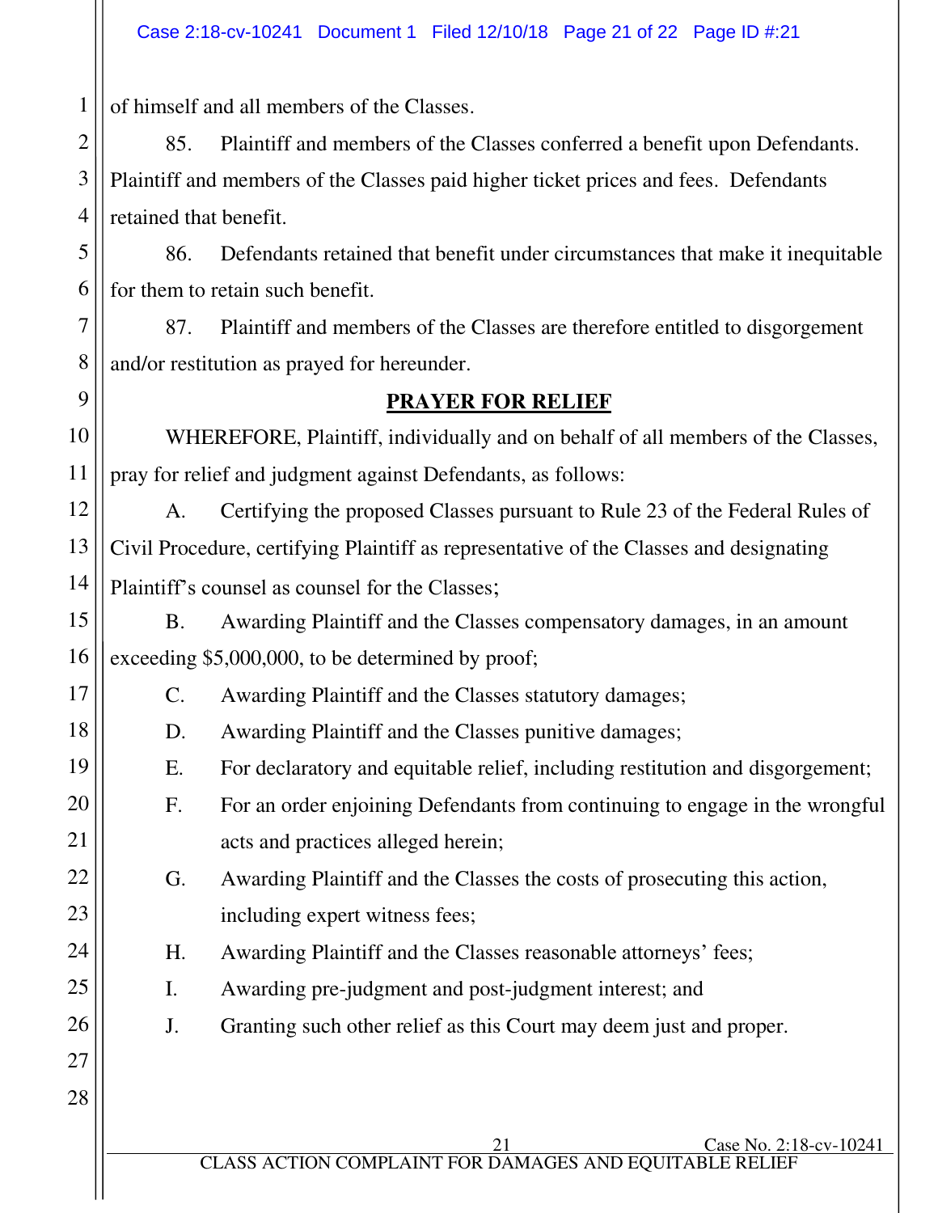of himself and all members of the Classes.

85. Plaintiff and members of the Classes conferred a benefit upon Defendants. Plaintiff and members of the Classes paid higher ticket prices and fees. Defendants retained that benefit.

86. Defendants retained that benefit under circumstances that make it inequitable for them to retain such benefit.

87. Plaintiff and members of the Classes are therefore entitled to disgorgement and/or restitution as prayed for hereunder.

## PRAYER FOR RELIEF

WHEREFORE, Plaintiff, individually and on behalf of all members of the Classes, pray for relief and judgment against Defendants, as follows:

A. Certifying the proposed Classes pursuant to Rule 23 of the Federal Rules of Civil Procedure, certifying Plaintiff as representative of the Classes and designating Plaintiff's counsel as counsel for the Classes;

B. Awarding Plaintiff and the Classes compensatory damages, in an amount exceeding $5,000,000, to be determined by proof;

C. Awarding Plaintiff and the Classes statutory damages;

D. Awarding Plaintiff and the Classes punitive damages;

E. For declaratory and equitable relief, including restitution and disgorgement;

F. For an order enjoining Defendants from continuing to engage in the wrongful acts and practices alleged herein;

G. Awarding Plaintiff and the Classes the costs of prosecuting this action, including expert witness fees;

H. Awarding Plaintiff and the Classes reasonable attorneys' fees;

I. Awarding pre-judgment and post-judgment interest; and

J. Granting such other relief as this Court may deem just and proper.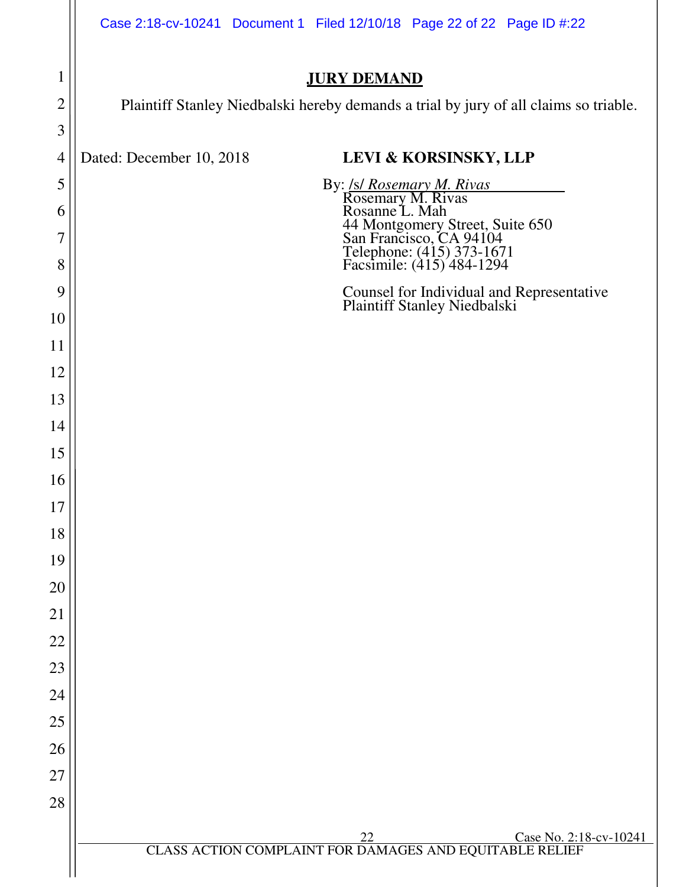## JURY DEMAND

Plaintiff Stanley Niedbalski hereby demands a trial by jury of all claims so triable.

Dated: December 10, 2018

**LEVI & KORSINSKY, LLP**

By: /s/ *Rosemary M. Rivas*
Rosemary M. Rivas
Rosanne L. Mah
44 Montgomery Street, Suite 650
San Francisco, CA 94104
Telephone: (415) 373-1671
Facsimile: (415) 484-1294

Counsel for Individual and Representative Plaintiff Stanley Niedbalski